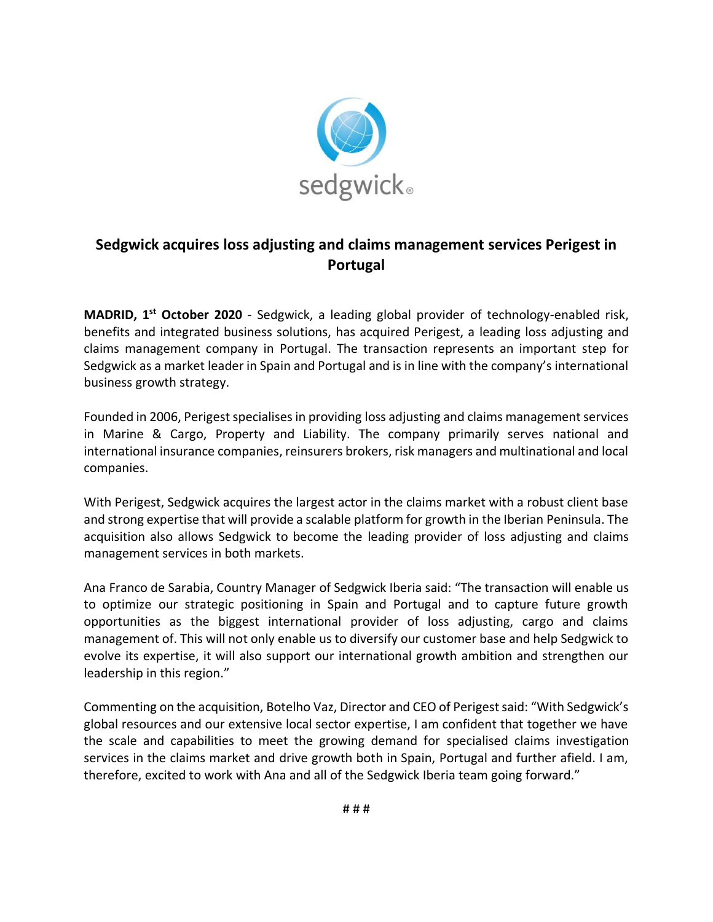# Sedgwick acquires loss adjusting and claims management services Perigest in Portugal

**MADRID, 1st October 2020** - Sedgwick, a leading global provider of technology-enabled risk, benefits and integrated business solutions, has acquired Perigest, a leading loss adjusting and claims management company in Portugal. The transaction represents an important step for Sedgwick as a market leader in Spain and Portugal and is in line with the company's international business growth strategy.

Founded in 2006, Perigest specialises in providing loss adjusting and claims management services in Marine & Cargo, Property and Liability. The company primarily serves national and international insurance companies, reinsurers brokers, risk managers and multinational and local companies.

With Perigest, Sedgwick acquires the largest actor in the claims market with a robust client base and strong expertise that will provide a scalable platform for growth in the Iberian Peninsula. The acquisition also allows Sedgwick to become the leading provider of loss adjusting and claims management services in both markets.

Ana Franco de Sarabia, Country Manager of Sedgwick Iberia said: "The transaction will enable us to optimize our strategic positioning in Spain and Portugal and to capture future growth opportunities as the biggest international provider of loss adjusting, cargo and claims management of. This will not only enable us to diversify our customer base and help Sedgwick to evolve its expertise, it will also support our international growth ambition and strengthen our leadership in this region."

Commenting on the acquisition, Botelho Vaz, Director and CEO of Perigest said: "With Sedgwick's global resources and our extensive local sector expertise, I am confident that together we have the scale and capabilities to meet the growing demand for specialised claims investigation services in the claims market and drive growth both in Spain, Portugal and further afield. I am, therefore, excited to work with Ana and all of the Sedgwick Iberia team going forward."

# # #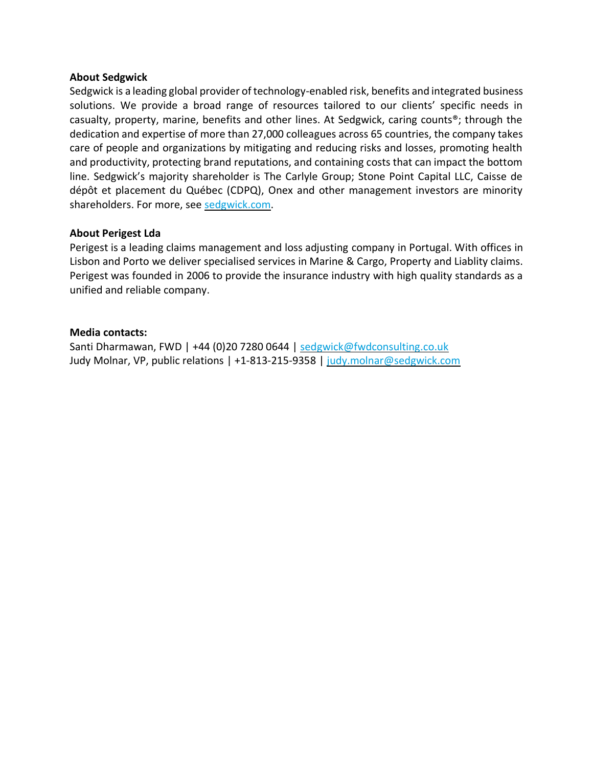**About Sedgwick**

Sedgwick is a leading global provider of technology-enabled risk, benefits and integrated business solutions. We provide a broad range of resources tailored to our clients' specific needs in casualty, property, marine, benefits and other lines. At Sedgwick, caring counts®; through the dedication and expertise of more than 27,000 colleagues across 65 countries, the company takes care of people and organizations by mitigating and reducing risks and losses, promoting health and productivity, protecting brand reputations, and containing costs that can impact the bottom line. Sedgwick's majority shareholder is The Carlyle Group; Stone Point Capital LLC, Caisse de dépôt et placement du Québec (CDPQ), Onex and other management investors are minority shareholders. For more, see [sedgwick.com](sedgwick.com).

**About Perigest Lda**

Perigest is a leading claims management and loss adjusting company in Portugal. With offices in Lisbon and Porto we deliver specialised services in Marine & Cargo, Property and Liablity claims. Perigest was founded in 2006 to provide the insurance industry with high quality standards as a unified and reliable company.

**Media contacts:**

Santi Dharmawan, FWD | +44 (0)20 7280 0644 | sedgwick@fwdconsulting.co.uk
Judy Molnar, VP, public relations | +1-813-215-9358 | judy.molnar@sedgwick.com